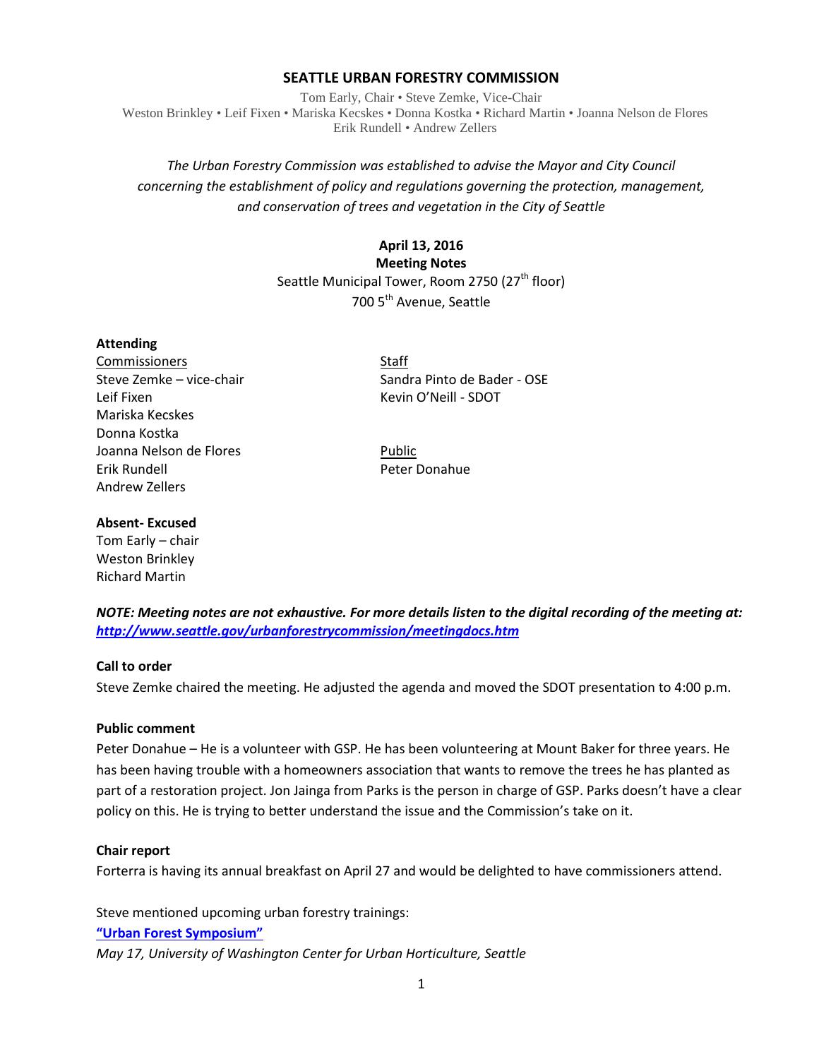# SEATTLE URBAN FORESTRY COMMISSION

Tom Early, Chair • Steve Zemke, Vice-Chair
Weston Brinkley • Leif Fixen • Mariska Kecskes • Donna Kostka • Richard Martin • Joanna Nelson de Flores
Erik Rundell • Andrew Zellers

*The Urban Forestry Commission was established to advise the Mayor and City Council concerning the establishment of policy and regulations governing the protection, management, and conservation of trees and vegetation in the City of Seattle*

**April 13, 2016**
**Meeting Notes**
Seattle Municipal Tower, Room 2750 (27th floor)
700 5th Avenue, Seattle

**Attending**

Commissioners
Steve Zemke – vice-chair
Leif Fixen
Mariska Kecskes
Donna Kostka
Joanna Nelson de Flores
Erik Rundell
Andrew Zellers

Staff
Sandra Pinto de Bader - OSE
Kevin O'Neill - SDOT

Public
Peter Donahue

**Absent- Excused**
Tom Early – chair
Weston Brinkley
Richard Martin

***NOTE: Meeting notes are not exhaustive. For more details listen to the digital recording of the meeting at: [http://www.seattle.gov/urbanforestrycommission/meetingdocs.htm](http://www.seattle.gov/urbanforestrycommission/meetingdocs.htm)***

**Call to order**

Steve Zemke chaired the meeting. He adjusted the agenda and moved the SDOT presentation to 4:00 p.m.

**Public comment**

Peter Donahue – He is a volunteer with GSP. He has been volunteering at Mount Baker for three years. He has been having trouble with a homeowners association that wants to remove the trees he has planted as part of a restoration project. Jon Jainga from Parks is the person in charge of GSP. Parks doesn't have a clear policy on this. He is trying to better understand the issue and the Commission's take on it.

**Chair report**

Forterra is having its annual breakfast on April 27 and would be delighted to have commissioners attend.

Steve mentioned upcoming urban forestry trainings:

**"Urban Forest Symposium"**
*May 17, University of Washington Center for Urban Horticulture, Seattle*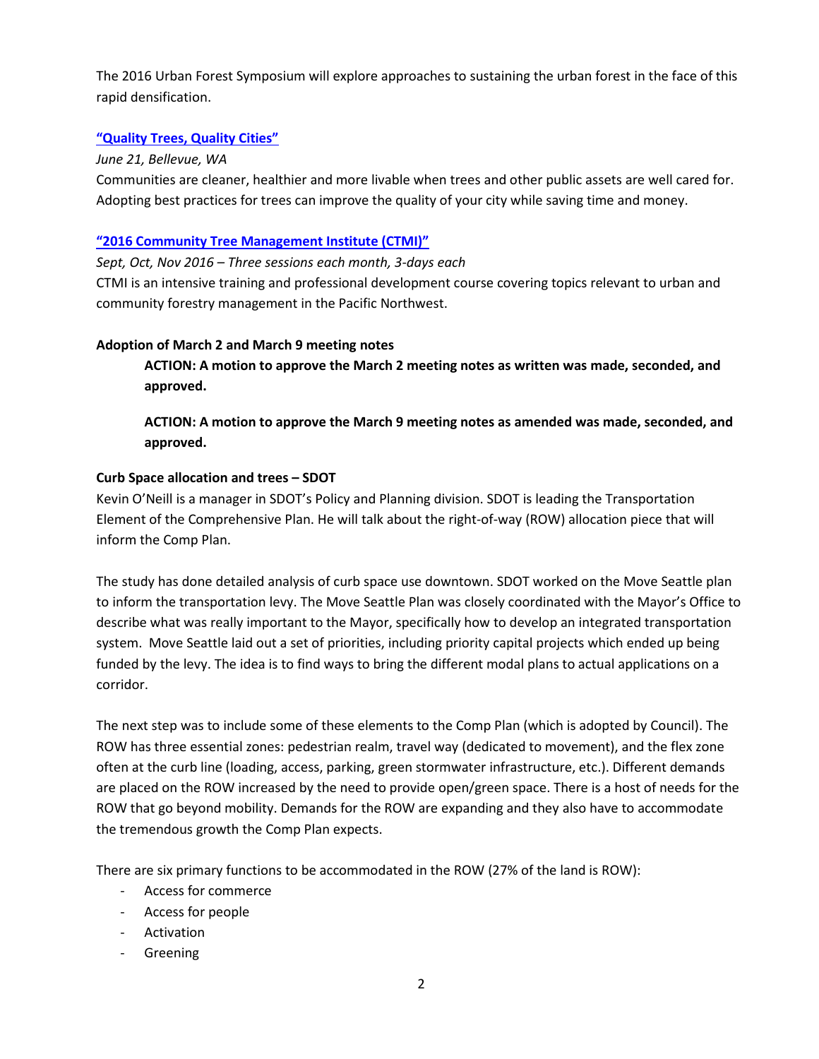The 2016 Urban Forest Symposium will explore approaches to sustaining the urban forest in the face of this rapid densification.

**"Quality Trees, Quality Cities"**

*June 21, Bellevue, WA*

Communities are cleaner, healthier and more livable when trees and other public assets are well cared for. Adopting best practices for trees can improve the quality of your city while saving time and money.

**"2016 Community Tree Management Institute (CTMI)"**

*Sept, Oct, Nov 2016 – Three sessions each month, 3-days each*

CTMI is an intensive training and professional development course covering topics relevant to urban and community forestry management in the Pacific Northwest.

**Adoption of March 2 and March 9 meeting notes**

> **ACTION: A motion to approve the March 2 meeting notes as written was made, seconded, and approved.**
>
> **ACTION: A motion to approve the March 9 meeting notes as amended was made, seconded, and approved.**

**Curb Space allocation and trees – SDOT**

Kevin O'Neill is a manager in SDOT's Policy and Planning division. SDOT is leading the Transportation Element of the Comprehensive Plan. He will talk about the right-of-way (ROW) allocation piece that will inform the Comp Plan.

The study has done detailed analysis of curb space use downtown. SDOT worked on the Move Seattle plan to inform the transportation levy. The Move Seattle Plan was closely coordinated with the Mayor's Office to describe what was really important to the Mayor, specifically how to develop an integrated transportation system. Move Seattle laid out a set of priorities, including priority capital projects which ended up being funded by the levy. The idea is to find ways to bring the different modal plans to actual applications on a corridor.

The next step was to include some of these elements to the Comp Plan (which is adopted by Council). The ROW has three essential zones: pedestrian realm, travel way (dedicated to movement), and the flex zone often at the curb line (loading, access, parking, green stormwater infrastructure, etc.). Different demands are placed on the ROW increased by the need to provide open/green space. There is a host of needs for the ROW that go beyond mobility. Demands for the ROW are expanding and they also have to accommodate the tremendous growth the Comp Plan expects.

There are six primary functions to be accommodated in the ROW (27% of the land is ROW):

- Access for commerce
- Access for people
- Activation
- Greening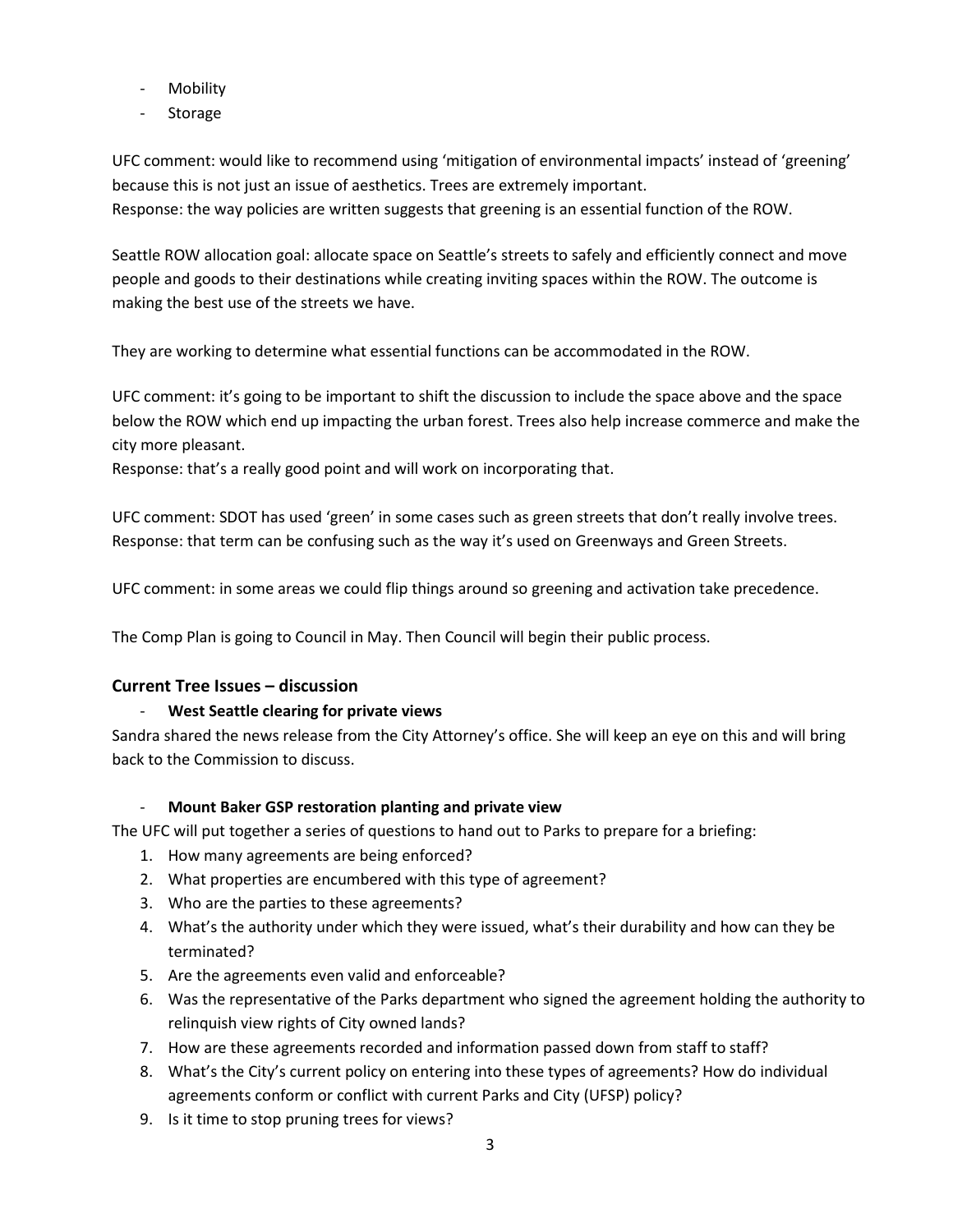- Mobility
- Storage

UFC comment: would like to recommend using 'mitigation of environmental impacts' instead of 'greening' because this is not just an issue of aesthetics. Trees are extremely important.
Response: the way policies are written suggests that greening is an essential function of the ROW.

Seattle ROW allocation goal: allocate space on Seattle's streets to safely and efficiently connect and move people and goods to their destinations while creating inviting spaces within the ROW. The outcome is making the best use of the streets we have.

They are working to determine what essential functions can be accommodated in the ROW.

UFC comment: it's going to be important to shift the discussion to include the space above and the space below the ROW which end up impacting the urban forest. Trees also help increase commerce and make the city more pleasant.
Response: that's a really good point and will work on incorporating that.

UFC comment: SDOT has used 'green' in some cases such as green streets that don't really involve trees.
Response: that term can be confusing such as the way it's used on Greenways and Green Streets.

UFC comment: in some areas we could flip things around so greening and activation take precedence.

The Comp Plan is going to Council in May. Then Council will begin their public process.

### Current Tree Issues – discussion

- **West Seattle clearing for private views**

Sandra shared the news release from the City Attorney's office. She will keep an eye on this and will bring back to the Commission to discuss.

- **Mount Baker GSP restoration planting and private view**

The UFC will put together a series of questions to hand out to Parks to prepare for a briefing:

1. How many agreements are being enforced?
2. What properties are encumbered with this type of agreement?
3. Who are the parties to these agreements?
4. What's the authority under which they were issued, what's their durability and how can they be terminated?
5. Are the agreements even valid and enforceable?
6. Was the representative of the Parks department who signed the agreement holding the authority to relinquish view rights of City owned lands?
7. How are these agreements recorded and information passed down from staff to staff?
8. What's the City's current policy on entering into these types of agreements? How do individual agreements conform or conflict with current Parks and City (UFSP) policy?
9. Is it time to stop pruning trees for views?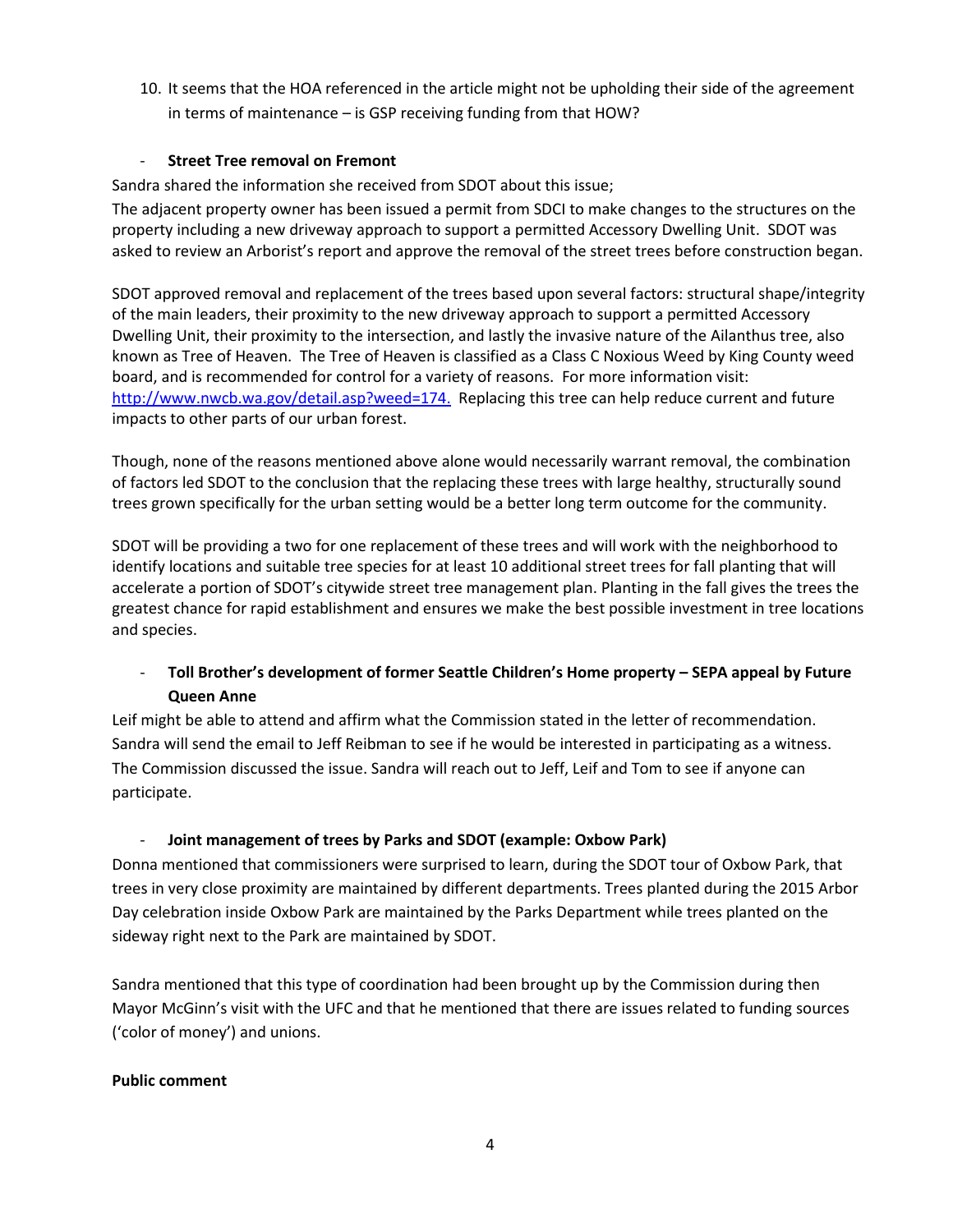10. It seems that the HOA referenced in the article might not be upholding their side of the agreement in terms of maintenance – is GSP receiving funding from that HOW?

- **Street Tree removal on Fremont**

Sandra shared the information she received from SDOT about this issue;

The adjacent property owner has been issued a permit from SDCI to make changes to the structures on the property including a new driveway approach to support a permitted Accessory Dwelling Unit. SDOT was asked to review an Arborist's report and approve the removal of the street trees before construction began.

SDOT approved removal and replacement of the trees based upon several factors: structural shape/integrity of the main leaders, their proximity to the new driveway approach to support a permitted Accessory Dwelling Unit, their proximity to the intersection, and lastly the invasive nature of the Ailanthus tree, also known as Tree of Heaven. The Tree of Heaven is classified as a Class C Noxious Weed by King County weed board, and is recommended for control for a variety of reasons. For more information visit: http://www.nwcb.wa.gov/detail.asp?weed=174. Replacing this tree can help reduce current and future impacts to other parts of our urban forest.

Though, none of the reasons mentioned above alone would necessarily warrant removal, the combination of factors led SDOT to the conclusion that the replacing these trees with large healthy, structurally sound trees grown specifically for the urban setting would be a better long term outcome for the community.

SDOT will be providing a two for one replacement of these trees and will work with the neighborhood to identify locations and suitable tree species for at least 10 additional street trees for fall planting that will accelerate a portion of SDOT's citywide street tree management plan. Planting in the fall gives the trees the greatest chance for rapid establishment and ensures we make the best possible investment in tree locations and species.

- **Toll Brother's development of former Seattle Children's Home property – SEPA appeal by Future Queen Anne**

Leif might be able to attend and affirm what the Commission stated in the letter of recommendation. Sandra will send the email to Jeff Reibman to see if he would be interested in participating as a witness. The Commission discussed the issue. Sandra will reach out to Jeff, Leif and Tom to see if anyone can participate.

- **Joint management of trees by Parks and SDOT (example: Oxbow Park)**

Donna mentioned that commissioners were surprised to learn, during the SDOT tour of Oxbow Park, that trees in very close proximity are maintained by different departments. Trees planted during the 2015 Arbor Day celebration inside Oxbow Park are maintained by the Parks Department while trees planted on the sideway right next to the Park are maintained by SDOT.

Sandra mentioned that this type of coordination had been brought up by the Commission during then Mayor McGinn's visit with the UFC and that he mentioned that there are issues related to funding sources ('color of money') and unions.

**Public comment**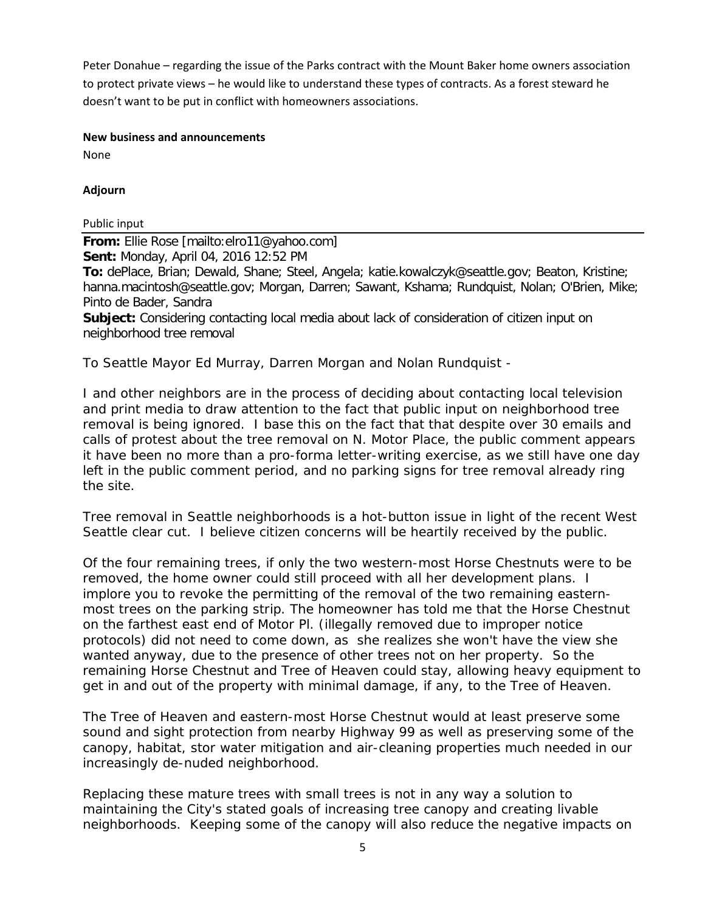Peter Donahue – regarding the issue of the Parks contract with the Mount Baker home owners association to protect private views – he would like to understand these types of contracts. As a forest steward he doesn't want to be put in conflict with homeowners associations.

**New business and announcements**

None

**Adjourn**

Public input

---

**From:** Ellie Rose [mailto:elro11@yahoo.com]
**Sent:** Monday, April 04, 2016 12:52 PM
**To:** dePlace, Brian; Dewald, Shane; Steel, Angela; katie.kowalczyk@seattle.gov; Beaton, Kristine; hanna.macintosh@seattle.gov; Morgan, Darren; Sawant, Kshama; Rundquist, Nolan; O'Brien, Mike; Pinto de Bader, Sandra
**Subject:** Considering contacting local media about lack of consideration of citizen input on neighborhood tree removal

To Seattle Mayor Ed Murray, Darren Morgan and Nolan Rundquist -

I and other neighbors are in the process of deciding about contacting local television and print media to draw attention to the fact that public input on neighborhood tree removal is being ignored. I base this on the fact that that despite over 30 emails and calls of protest about the tree removal on N. Motor Place, the public comment appears it have been no more than a pro-forma letter-writing exercise, as we still have one day left in the public comment period, and no parking signs for tree removal already ring the site.

Tree removal in Seattle neighborhoods is a hot-button issue in light of the recent West Seattle clear cut. I believe citizen concerns will be heartily received by the public.

Of the four remaining trees, if only the two western-most Horse Chestnuts were to be removed, the home owner could still proceed with all her development plans. I implore you to revoke the permitting of the removal of the two remaining eastern-most trees on the parking strip. The homeowner has told me that the Horse Chestnut on the farthest east end of Motor Pl. (illegally removed due to improper notice protocols) did not need to come down, as she realizes she won't have the view she wanted anyway, due to the presence of other trees not on her property. So the remaining Horse Chestnut and Tree of Heaven could stay, allowing heavy equipment to get in and out of the property with minimal damage, if any, to the Tree of Heaven.

The Tree of Heaven and eastern-most Horse Chestnut would at least preserve some sound and sight protection from nearby Highway 99 as well as preserving some of the canopy, habitat, stor water mitigation and air-cleaning properties much needed in our increasingly de-nuded neighborhood.

Replacing these mature trees with small trees is not in any way a solution to maintaining the City's stated goals of increasing tree canopy and creating livable neighborhoods. Keeping some of the canopy will also reduce the negative impacts on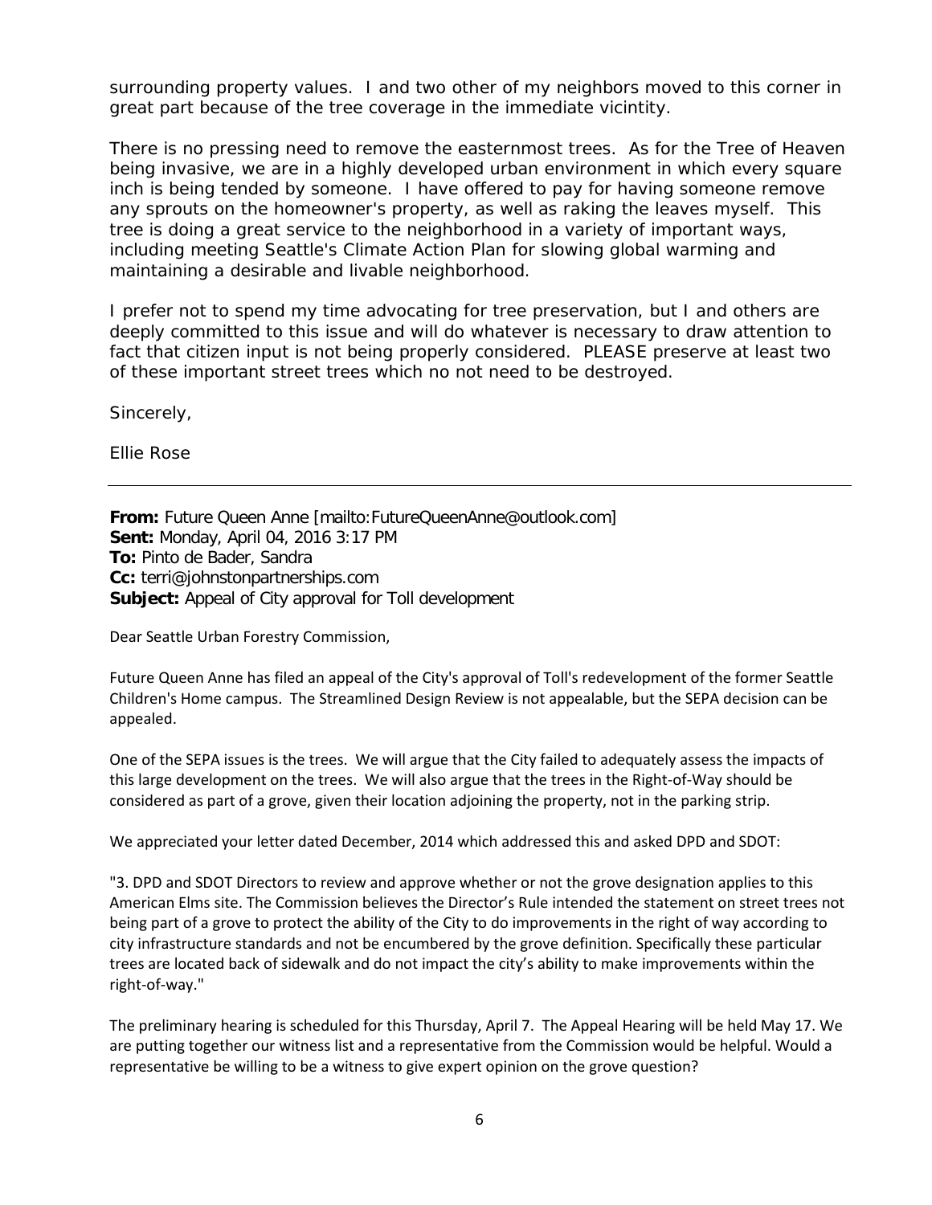surrounding property values. I and two other of my neighbors moved to this corner in great part because of the tree coverage in the immediate vicintity.

There is no pressing need to remove the easternmost trees. As for the Tree of Heaven being invasive, we are in a highly developed urban environment in which every square inch is being tended by someone. I have offered to pay for having someone remove any sprouts on the homeowner's property, as well as raking the leaves myself. This tree is doing a great service to the neighborhood in a variety of important ways, including meeting Seattle's Climate Action Plan for slowing global warming and maintaining a desirable and livable neighborhood.

I prefer not to spend my time advocating for tree preservation, but I and others are deeply committed to this issue and will do whatever is necessary to draw attention to fact that citizen input is not being properly considered. PLEASE preserve at least two of these important street trees which no not need to be destroyed.

Sincerely,

Ellie Rose

---

**From:** Future Queen Anne [mailto:FutureQueenAnne@outlook.com]
**Sent:** Monday, April 04, 2016 3:17 PM
**To:** Pinto de Bader, Sandra
**Cc:** terri@johnstonpartnerships.com
**Subject:** Appeal of City approval for Toll development

Dear Seattle Urban Forestry Commission,

Future Queen Anne has filed an appeal of the City's approval of Toll's redevelopment of the former Seattle Children's Home campus. The Streamlined Design Review is not appealable, but the SEPA decision can be appealed.

One of the SEPA issues is the trees. We will argue that the City failed to adequately assess the impacts of this large development on the trees. We will also argue that the trees in the Right-of-Way should be considered as part of a grove, given their location adjoining the property, not in the parking strip.

We appreciated your letter dated December, 2014 which addressed this and asked DPD and SDOT:

"3. DPD and SDOT Directors to review and approve whether or not the grove designation applies to this American Elms site. The Commission believes the Director's Rule intended the statement on street trees not being part of a grove to protect the ability of the City to do improvements in the right of way according to city infrastructure standards and not be encumbered by the grove definition. Specifically these particular trees are located back of sidewalk and do not impact the city's ability to make improvements within the right-of-way."

The preliminary hearing is scheduled for this Thursday, April 7. The Appeal Hearing will be held May 17. We are putting together our witness list and a representative from the Commission would be helpful. Would a representative be willing to be a witness to give expert opinion on the grove question?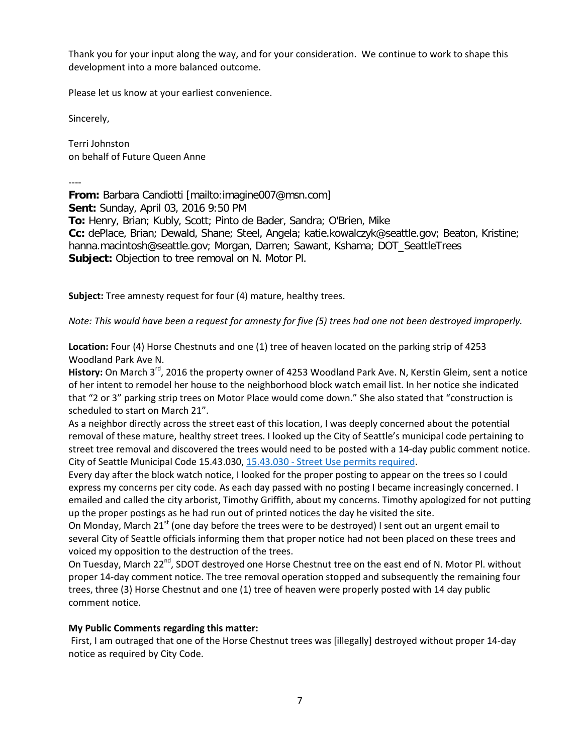Thank you for your input along the way, and for your consideration. We continue to work to shape this development into a more balanced outcome.

Please let us know at your earliest convenience.

Sincerely,

Terri Johnston
on behalf of Future Queen Anne

----

**From:** Barbara Candiotti [mailto:imagine007@msn.com]
**Sent:** Sunday, April 03, 2016 9:50 PM
**To:** Henry, Brian; Kubly, Scott; Pinto de Bader, Sandra; O'Brien, Mike
**Cc:** dePlace, Brian; Dewald, Shane; Steel, Angela; katie.kowalczyk@seattle.gov; Beaton, Kristine; hanna.macintosh@seattle.gov; Morgan, Darren; Sawant, Kshama; DOT_SeattleTrees
**Subject:** Objection to tree removal on N. Motor Pl.

**Subject:** Tree amnesty request for four (4) mature, healthy trees.

*Note: This would have been a request for amnesty for five (5) trees had one not been destroyed improperly.*

**Location:** Four (4) Horse Chestnuts and one (1) tree of heaven located on the parking strip of 4253 Woodland Park Ave N.
**History:** On March 3rd, 2016 the property owner of 4253 Woodland Park Ave. N, Kerstin Gleim, sent a notice of her intent to remodel her house to the neighborhood block watch email list. In her notice she indicated that "2 or 3" parking strip trees on Motor Place would come down." She also stated that "construction is scheduled to start on March 21".
As a neighbor directly across the street east of this location, I was deeply concerned about the potential removal of these mature, healthy street trees. I looked up the City of Seattle's municipal code pertaining to street tree removal and discovered the trees would need to be posted with a 14-day public comment notice. City of Seattle Municipal Code 15.43.030, 15.43.030 - Street Use permits required.
Every day after the block watch notice, I looked for the proper posting to appear on the trees so I could express my concerns per city code. As each day passed with no posting I became increasingly concerned. I emailed and called the city arborist, Timothy Griffith, about my concerns. Timothy apologized for not putting up the proper postings as he had run out of printed notices the day he visited the site.
On Monday, March 21st (one day before the trees were to be destroyed) I sent out an urgent email to several City of Seattle officials informing them that proper notice had not been placed on these trees and voiced my opposition to the destruction of the trees.
On Tuesday, March 22nd, SDOT destroyed one Horse Chestnut tree on the east end of N. Motor Pl. without proper 14-day comment notice. The tree removal operation stopped and subsequently the remaining four trees, three (3) Horse Chestnut and one (1) tree of heaven were properly posted with 14 day public comment notice.

**My Public Comments regarding this matter:**
First, I am outraged that one of the Horse Chestnut trees was [illegally] destroyed without proper 14-day notice as required by City Code.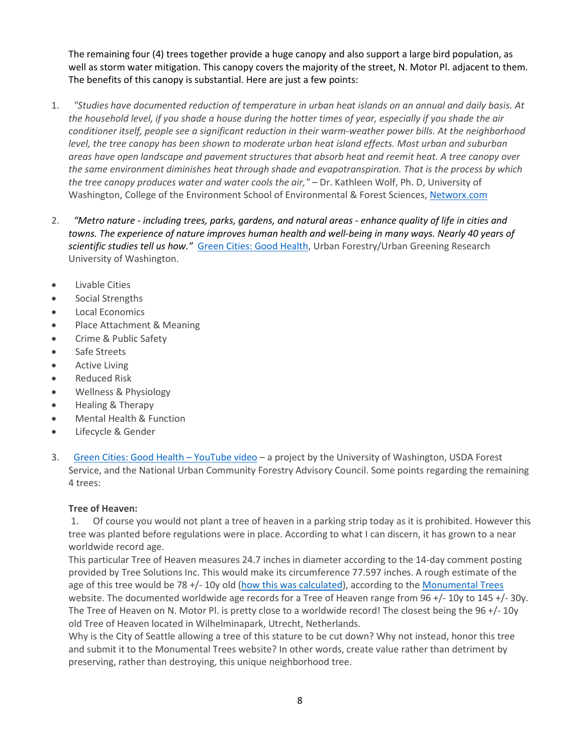The remaining four (4) trees together provide a huge canopy and also support a large bird population, as well as storm water mitigation. This canopy covers the majority of the street, N. Motor Pl. adjacent to them. The benefits of this canopy is substantial. Here are just a few points:

1. *"Studies have documented reduction of temperature in urban heat islands on an annual and daily basis. At the household level, if you shade a house during the hotter times of year, especially if you shade the air conditioner itself, people see a significant reduction in their warm-weather power bills. At the neighborhood level, the tree canopy has been shown to moderate urban heat island effects. Most urban and suburban areas have open landscape and pavement structures that absorb heat and reemit heat. A tree canopy over the same environment diminishes heat through shade and evapotranspiration. That is the process by which the tree canopy produces water and water cools the air,"* – Dr. Kathleen Wolf, Ph. D, University of Washington, College of the Environment School of Environmental & Forest Sciences, Networx.com

2. *"Metro nature - including trees, parks, gardens, and natural areas - enhance quality of life in cities and towns. The experience of nature improves human health and well-being in many ways. Nearly 40 years of scientific studies tell us how."* Green Cities: Good Health, Urban Forestry/Urban Greening Research University of Washington.

- Livable Cities
- Social Strengths
- Local Economics
- Place Attachment & Meaning
- Crime & Public Safety
- Safe Streets
- Active Living
- Reduced Risk
- Wellness & Physiology
- Healing & Therapy
- Mental Health & Function
- Lifecycle & Gender

3. Green Cities: Good Health – YouTube video – a project by the University of Washington, USDA Forest Service, and the National Urban Community Forestry Advisory Council. Some points regarding the remaining 4 trees:

**Tree of Heaven:**

1. Of course you would not plant a tree of heaven in a parking strip today as it is prohibited. However this tree was planted before regulations were in place. According to what I can discern, it has grown to a near worldwide record age.

This particular Tree of Heaven measures 24.7 inches in diameter according to the 14-day comment posting provided by Tree Solutions Inc. This would make its circumference 77.597 inches. A rough estimate of the age of this tree would be 78 +/- 10y old (how this was calculated), according to the Monumental Trees website. The documented worldwide age records for a Tree of Heaven range from 96 +/- 10y to 145 +/- 30y. The Tree of Heaven on N. Motor Pl. is pretty close to a worldwide record! The closest being the 96 +/- 10y old Tree of Heaven located in Wilhelminapark, Utrecht, Netherlands.

Why is the City of Seattle allowing a tree of this stature to be cut down? Why not instead, honor this tree and submit it to the Monumental Trees website? In other words, create value rather than detriment by preserving, rather than destroying, this unique neighborhood tree.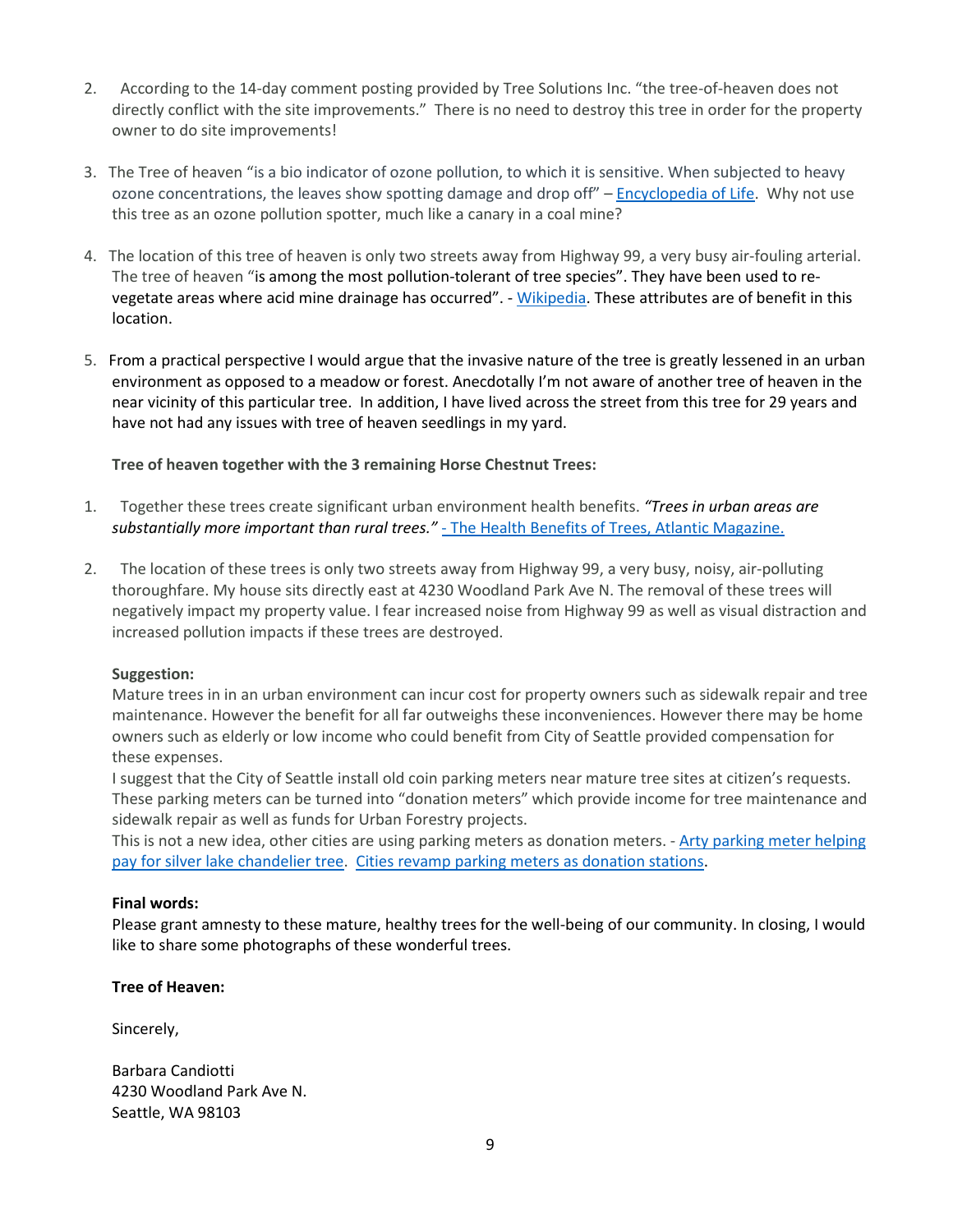2. According to the 14-day comment posting provided by Tree Solutions Inc. "the tree-of-heaven does not directly conflict with the site improvements." There is no need to destroy this tree in order for the property owner to do site improvements!

3. The Tree of heaven "is a bio indicator of ozone pollution, to which it is sensitive. When subjected to heavy ozone concentrations, the leaves show spotting damage and drop off" – Encyclopedia of Life. Why not use this tree as an ozone pollution spotter, much like a canary in a coal mine?

4. The location of this tree of heaven is only two streets away from Highway 99, a very busy air-fouling arterial. The tree of heaven "is among the most pollution-tolerant of tree species". They have been used to re-vegetate areas where acid mine drainage has occurred". - Wikipedia. These attributes are of benefit in this location.

5. From a practical perspective I would argue that the invasive nature of the tree is greatly lessened in an urban environment as opposed to a meadow or forest. Anecdotally I'm not aware of another tree of heaven in the near vicinity of this particular tree. In addition, I have lived across the street from this tree for 29 years and have not had any issues with tree of heaven seedlings in my yard.

**Tree of heaven together with the 3 remaining Horse Chestnut Trees:**

1. Together these trees create significant urban environment health benefits. *"Trees in urban areas are substantially more important than rural trees."* - The Health Benefits of Trees, Atlantic Magazine.

2. The location of these trees is only two streets away from Highway 99, a very busy, noisy, air-polluting thoroughfare. My house sits directly east at 4230 Woodland Park Ave N. The removal of these trees will negatively impact my property value. I fear increased noise from Highway 99 as well as visual distraction and increased pollution impacts if these trees are destroyed.

**Suggestion:**

Mature trees in in an urban environment can incur cost for property owners such as sidewalk repair and tree maintenance. However the benefit for all far outweighs these inconveniences. However there may be home owners such as elderly or low income who could benefit from City of Seattle provided compensation for these expenses.

I suggest that the City of Seattle install old coin parking meters near mature tree sites at citizen's requests. These parking meters can be turned into "donation meters" which provide income for tree maintenance and sidewalk repair as well as funds for Urban Forestry projects.

This is not a new idea, other cities are using parking meters as donation meters. - Arty parking meter helping pay for silver lake chandelier tree. Cities revamp parking meters as donation stations.

**Final words:**

Please grant amnesty to these mature, healthy trees for the well-being of our community. In closing, I would like to share some photographs of these wonderful trees.

**Tree of Heaven:**

Sincerely,

Barbara Candiotti
4230 Woodland Park Ave N.
Seattle, WA 98103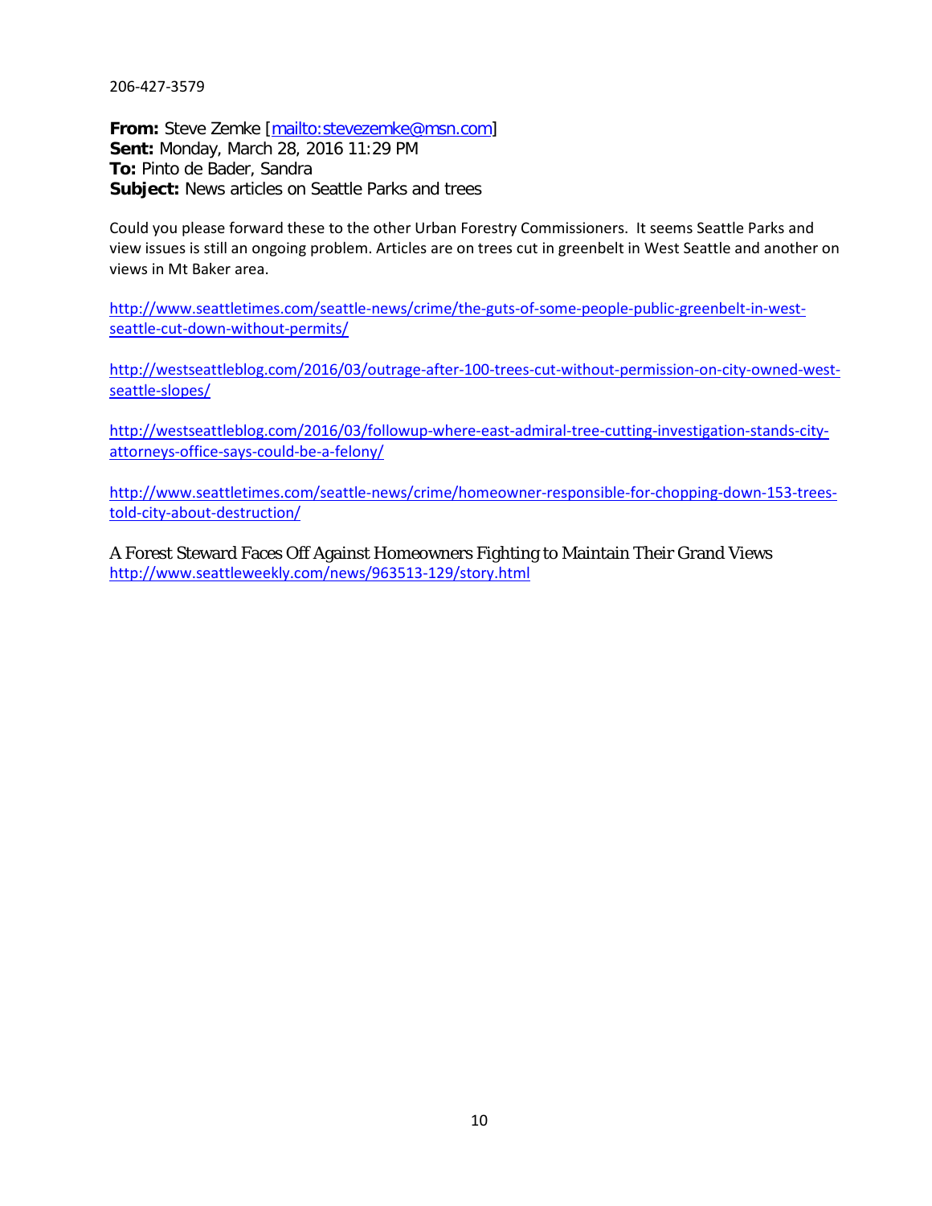206-427-3579

**From:** Steve Zemke [mailto:stevezemke@msn.com]
**Sent:** Monday, March 28, 2016 11:29 PM
**To:** Pinto de Bader, Sandra
**Subject:** News articles on Seattle Parks and trees

Could you please forward these to the other Urban Forestry Commissioners. It seems Seattle Parks and view issues is still an ongoing problem. Articles are on trees cut in greenbelt in West Seattle and another on views in Mt Baker area.

http://www.seattletimes.com/seattle-news/crime/the-guts-of-some-people-public-greenbelt-in-west-seattle-cut-down-without-permits/

http://westseattleblog.com/2016/03/outrage-after-100-trees-cut-without-permission-on-city-owned-west-seattle-slopes/

http://westseattleblog.com/2016/03/followup-where-east-admiral-tree-cutting-investigation-stands-city-attorneys-office-says-could-be-a-felony/

http://www.seattletimes.com/seattle-news/crime/homeowner-responsible-for-chopping-down-153-trees-told-city-about-destruction/

A Forest Steward Faces Off Against Homeowners Fighting to Maintain Their Grand Views
http://www.seattleweekly.com/news/963513-129/story.html